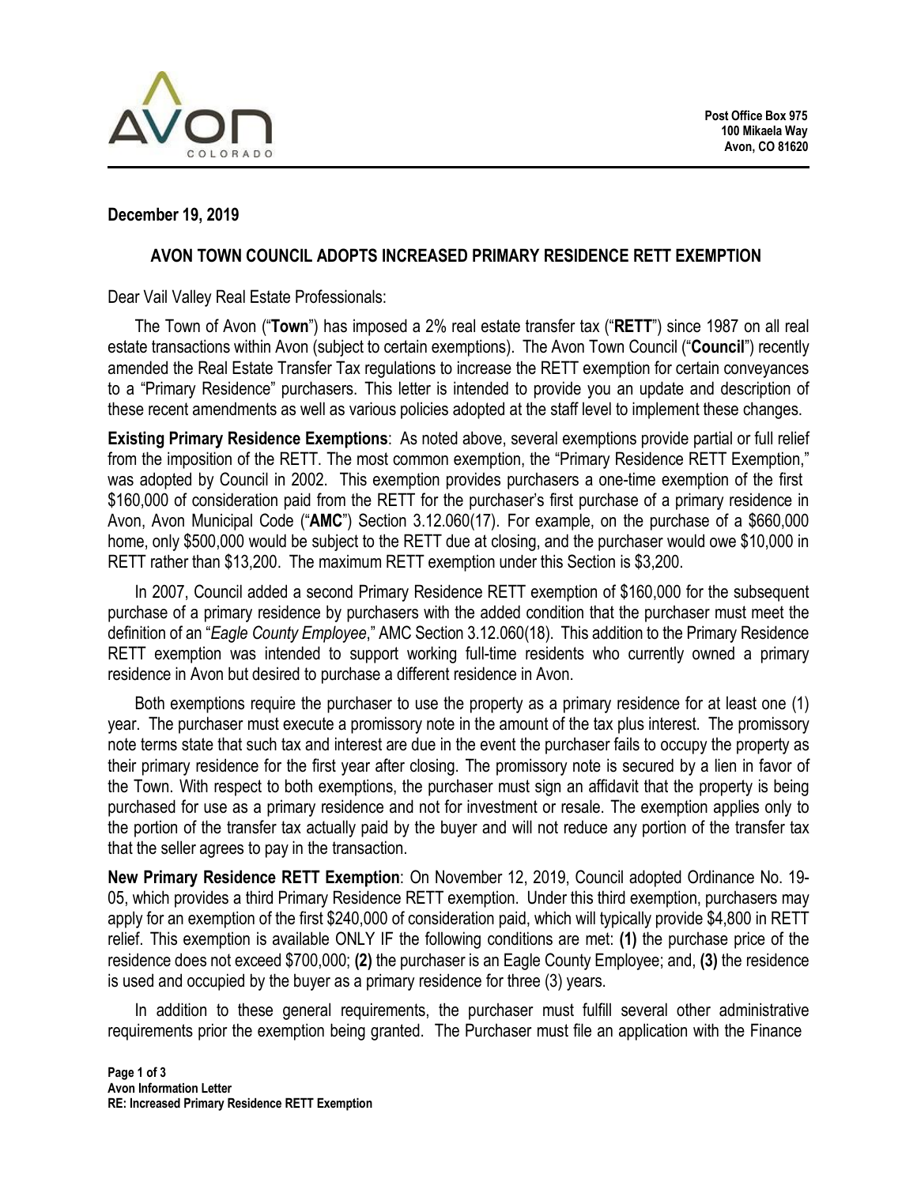Post Office Box 975
100 Mikaela Way
Avon, CO 81620

**December 19, 2019**

## AVON TOWN COUNCIL ADOPTS INCREASED PRIMARY RESIDENCE RETT EXEMPTION

Dear Vail Valley Real Estate Professionals:

The Town of Avon ("**Town**") has imposed a 2% real estate transfer tax ("**RETT**") since 1987 on all real estate transactions within Avon (subject to certain exemptions). The Avon Town Council ("**Council**") recently amended the Real Estate Transfer Tax regulations to increase the RETT exemption for certain conveyances to a "Primary Residence" purchasers. This letter is intended to provide you an update and description of these recent amendments as well as various policies adopted at the staff level to implement these changes.

**Existing Primary Residence Exemptions**: As noted above, several exemptions provide partial or full relief from the imposition of the RETT. The most common exemption, the "Primary Residence RETT Exemption," was adopted by Council in 2002. This exemption provides purchasers a one-time exemption of the first $160,000 of consideration paid from the RETT for the purchaser's first purchase of a primary residence in Avon, Avon Municipal Code ("**AMC**") Section 3.12.060(17). For example, on the purchase of a $660,000 home, only $500,000 would be subject to the RETT due at closing, and the purchaser would owe $10,000 in RETT rather than $13,200. The maximum RETT exemption under this Section is $3,200.

In 2007, Council added a second Primary Residence RETT exemption of $160,000 for the subsequent purchase of a primary residence by purchasers with the added condition that the purchaser must meet the definition of an "*Eagle County Employee*," AMC Section 3.12.060(18). This addition to the Primary Residence RETT exemption was intended to support working full-time residents who currently owned a primary residence in Avon but desired to purchase a different residence in Avon.

Both exemptions require the purchaser to use the property as a primary residence for at least one (1) year. The purchaser must execute a promissory note in the amount of the tax plus interest. The promissory note terms state that such tax and interest are due in the event the purchaser fails to occupy the property as their primary residence for the first year after closing. The promissory note is secured by a lien in favor of the Town. With respect to both exemptions, the purchaser must sign an affidavit that the property is being purchased for use as a primary residence and not for investment or resale. The exemption applies only to the portion of the transfer tax actually paid by the buyer and will not reduce any portion of the transfer tax that the seller agrees to pay in the transaction.

**New Primary Residence RETT Exemption**: On November 12, 2019, Council adopted Ordinance No. 19-05, which provides a third Primary Residence RETT exemption. Under this third exemption, purchasers may apply for an exemption of the first $240,000 of consideration paid, which will typically provide $4,800 in RETT relief. This exemption is available ONLY IF the following conditions are met: **(1)** the purchase price of the residence does not exceed $700,000; **(2)** the purchaser is an Eagle County Employee; and, **(3)** the residence is used and occupied by the buyer as a primary residence for three (3) years.

In addition to these general requirements, the purchaser must fulfill several other administrative requirements prior the exemption being granted. The Purchaser must file an application with the Finance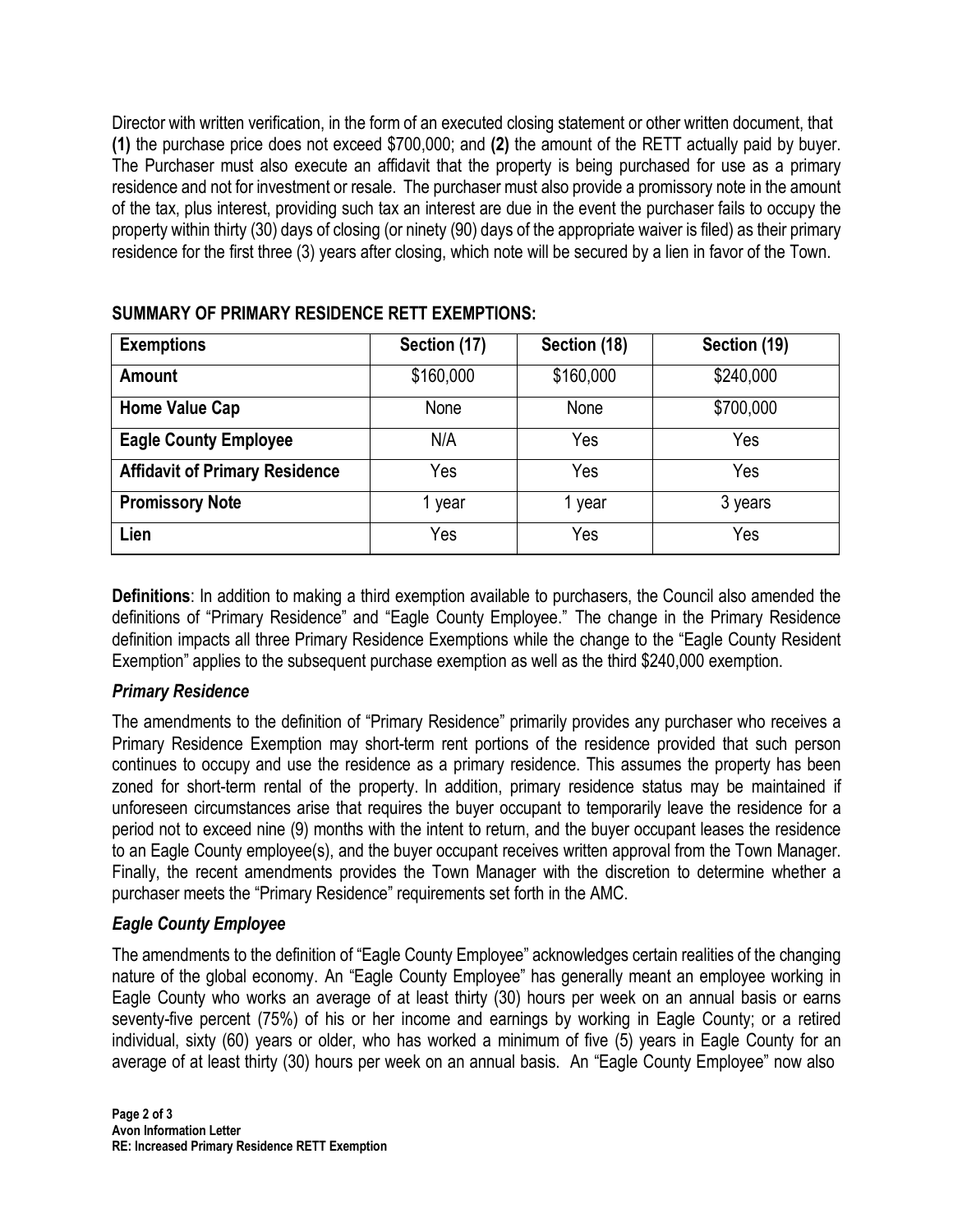Director with written verification, in the form of an executed closing statement or other written document, that **(1)** the purchase price does not exceed $700,000; and **(2)** the amount of the RETT actually paid by buyer. The Purchaser must also execute an affidavit that the property is being purchased for use as a primary residence and not for investment or resale. The purchaser must also provide a promissory note in the amount of the tax, plus interest, providing such tax an interest are due in the event the purchaser fails to occupy the property within thirty (30) days of closing (or ninety (90) days of the appropriate waiver is filed) as their primary residence for the first three (3) years after closing, which note will be secured by a lien in favor of the Town.

**SUMMARY OF PRIMARY RESIDENCE RETT EXEMPTIONS:**

| Exemptions | Section (17) | Section (18) | Section (19) |
|---|---|---|---|
| **Amount** | $160,000 | $160,000 | $240,000 |
| **Home Value Cap** | None | None | $700,000 |
| **Eagle County Employee** | N/A | Yes | Yes |
| **Affidavit of Primary Residence** | Yes | Yes | Yes |
| **Promissory Note** | 1 year | 1 year | 3 years |
| **Lien** | Yes | Yes | Yes |

**Definitions**: In addition to making a third exemption available to purchasers, the Council also amended the definitions of "Primary Residence" and "Eagle County Employee." The change in the Primary Residence definition impacts all three Primary Residence Exemptions while the change to the "Eagle County Resident Exemption" applies to the subsequent purchase exemption as well as the third $240,000 exemption.

### *Primary Residence*

The amendments to the definition of "Primary Residence" primarily provides any purchaser who receives a Primary Residence Exemption may short-term rent portions of the residence provided that such person continues to occupy and use the residence as a primary residence. This assumes the property has been zoned for short-term rental of the property. In addition, primary residence status may be maintained if unforeseen circumstances arise that requires the buyer occupant to temporarily leave the residence for a period not to exceed nine (9) months with the intent to return, and the buyer occupant leases the residence to an Eagle County employee(s), and the buyer occupant receives written approval from the Town Manager. Finally, the recent amendments provides the Town Manager with the discretion to determine whether a purchaser meets the "Primary Residence" requirements set forth in the AMC.

### *Eagle County Employee*

The amendments to the definition of "Eagle County Employee" acknowledges certain realities of the changing nature of the global economy. An "Eagle County Employee" has generally meant an employee working in Eagle County who works an average of at least thirty (30) hours per week on an annual basis or earns seventy-five percent (75%) of his or her income and earnings by working in Eagle County; or a retired individual, sixty (60) years or older, who has worked a minimum of five (5) years in Eagle County for an average of at least thirty (30) hours per week on an annual basis. An "Eagle County Employee" now also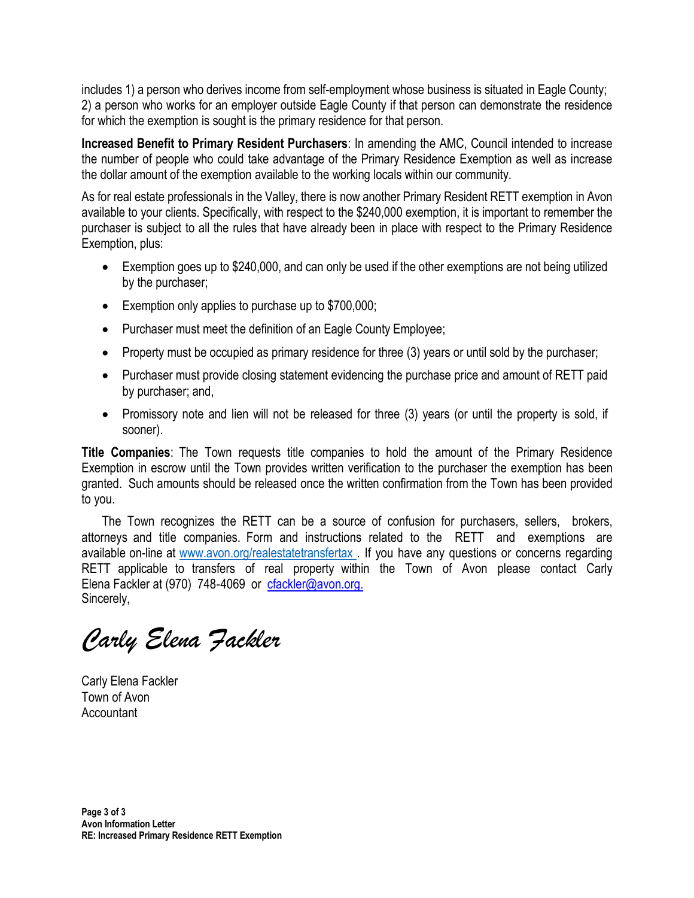includes 1) a person who derives income from self-employment whose business is situated in Eagle County; 2) a person who works for an employer outside Eagle County if that person can demonstrate the residence for which the exemption is sought is the primary residence for that person.

**Increased Benefit to Primary Resident Purchasers**: In amending the AMC, Council intended to increase the number of people who could take advantage of the Primary Residence Exemption as well as increase the dollar amount of the exemption available to the working locals within our community.

As for real estate professionals in the Valley, there is now another Primary Resident RETT exemption in Avon available to your clients. Specifically, with respect to the $240,000 exemption, it is important to remember the purchaser is subject to all the rules that have already been in place with respect to the Primary Residence Exemption, plus:

- Exemption goes up to $240,000, and can only be used if the other exemptions are not being utilized by the purchaser;
- Exemption only applies to purchase up to $700,000;
- Purchaser must meet the definition of an Eagle County Employee;
- Property must be occupied as primary residence for three (3) years or until sold by the purchaser;
- Purchaser must provide closing statement evidencing the purchase price and amount of RETT paid by purchaser; and,
- Promissory note and lien will not be released for three (3) years (or until the property is sold, if sooner).

**Title Companies**: The Town requests title companies to hold the amount of the Primary Residence Exemption in escrow until the Town provides written verification to the purchaser the exemption has been granted. Such amounts should be released once the written confirmation from the Town has been provided to you.

The Town recognizes the RETT can be a source of confusion for purchasers, sellers, brokers, attorneys and title companies. Form and instructions related to the RETT and exemptions are available on-line at [www.avon.org/realestatetransfertax](http://www.avon.org/realestatetransfertax) . If you have any questions or concerns regarding RETT applicable to transfers of real property within the Town of Avon please contact Carly Elena Fackler at (970) 748-4069 or [cfackler@avon.org.](mailto:cfackler@avon.org)

Sincerely,

*Carly Elena Fackler*

Carly Elena Fackler
Town of Avon
Accountant